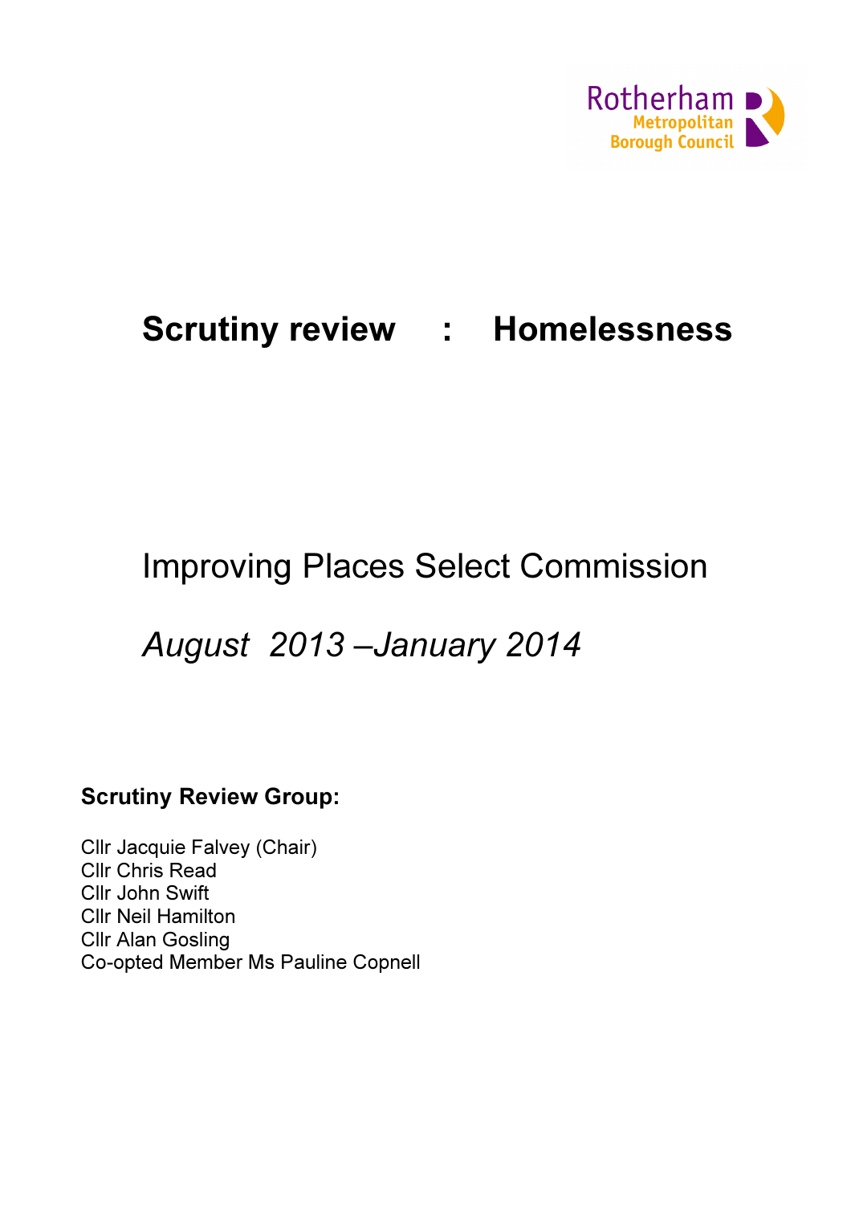Rotherham Metropolitan Borough Council

# Scrutiny review : Homelessness

## Improving Places Select Commission

*August 2013 –January 2014*

**Scrutiny Review Group:**

Cllr Jacquie Falvey (Chair)
Cllr Chris Read
Cllr John Swift
Cllr Neil Hamilton
Cllr Alan Gosling
Co-opted Member Ms Pauline Copnell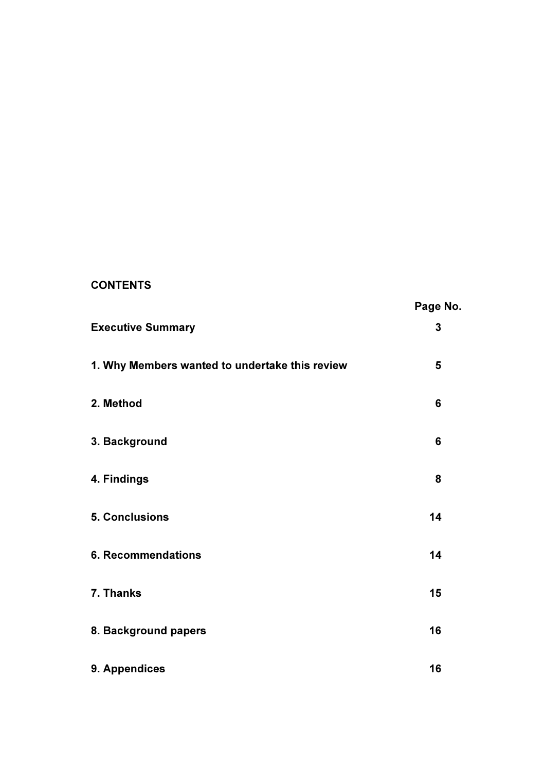## CONTENTS

| | Page No. |
|---|---|
| **Executive Summary** | **3** |
| **1. Why Members wanted to undertake this review** | **5** |
| **2. Method** | **6** |
| **3. Background** | **6** |
| **4. Findings** | **8** |
| **5. Conclusions** | **14** |
| **6. Recommendations** | **14** |
| **7. Thanks** | **15** |
| **8. Background papers** | **16** |
| **9. Appendices** | **16** |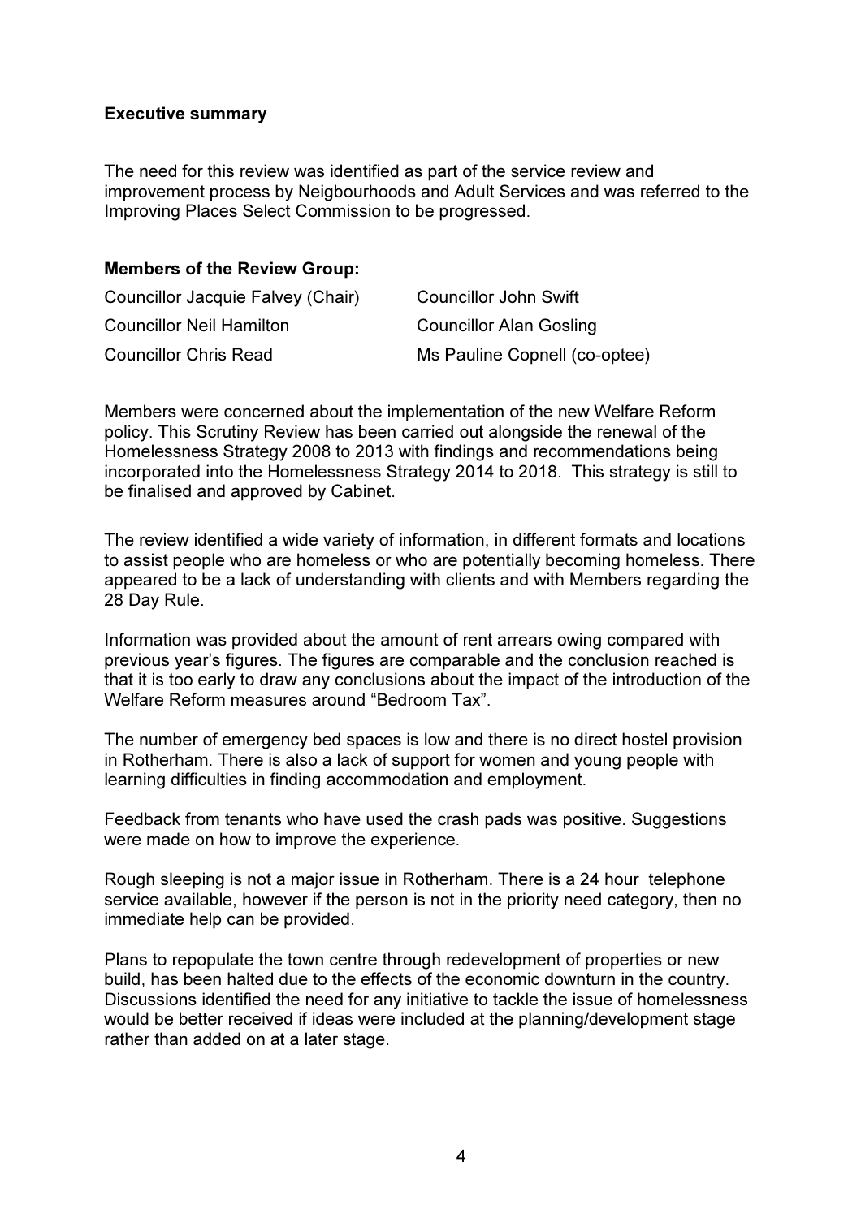**Executive summary**

The need for this review was identified as part of the service review and improvement process by Neigbourhoods and Adult Services and was referred to the Improving Places Select Commission to be progressed.

**Members of the Review Group:**

| | |
|---|---|
| Councillor Jacquie Falvey (Chair) | Councillor John Swift |
| Councillor Neil Hamilton | Councillor Alan Gosling |
| Councillor Chris Read | Ms Pauline Copnell (co-optee) |

Members were concerned about the implementation of the new Welfare Reform policy. This Scrutiny Review has been carried out alongside the renewal of the Homelessness Strategy 2008 to 2013 with findings and recommendations being incorporated into the Homelessness Strategy 2014 to 2018. This strategy is still to be finalised and approved by Cabinet.

The review identified a wide variety of information, in different formats and locations to assist people who are homeless or who are potentially becoming homeless. There appeared to be a lack of understanding with clients and with Members regarding the 28 Day Rule.

Information was provided about the amount of rent arrears owing compared with previous year's figures. The figures are comparable and the conclusion reached is that it is too early to draw any conclusions about the impact of the introduction of the Welfare Reform measures around "Bedroom Tax".

The number of emergency bed spaces is low and there is no direct hostel provision in Rotherham. There is also a lack of support for women and young people with learning difficulties in finding accommodation and employment.

Feedback from tenants who have used the crash pads was positive. Suggestions were made on how to improve the experience.

Rough sleeping is not a major issue in Rotherham. There is a 24 hour telephone service available, however if the person is not in the priority need category, then no immediate help can be provided.

Plans to repopulate the town centre through redevelopment of properties or new build, has been halted due to the effects of the economic downturn in the country. Discussions identified the need for any initiative to tackle the issue of homelessness would be better received if ideas were included at the planning/development stage rather than added on at a later stage.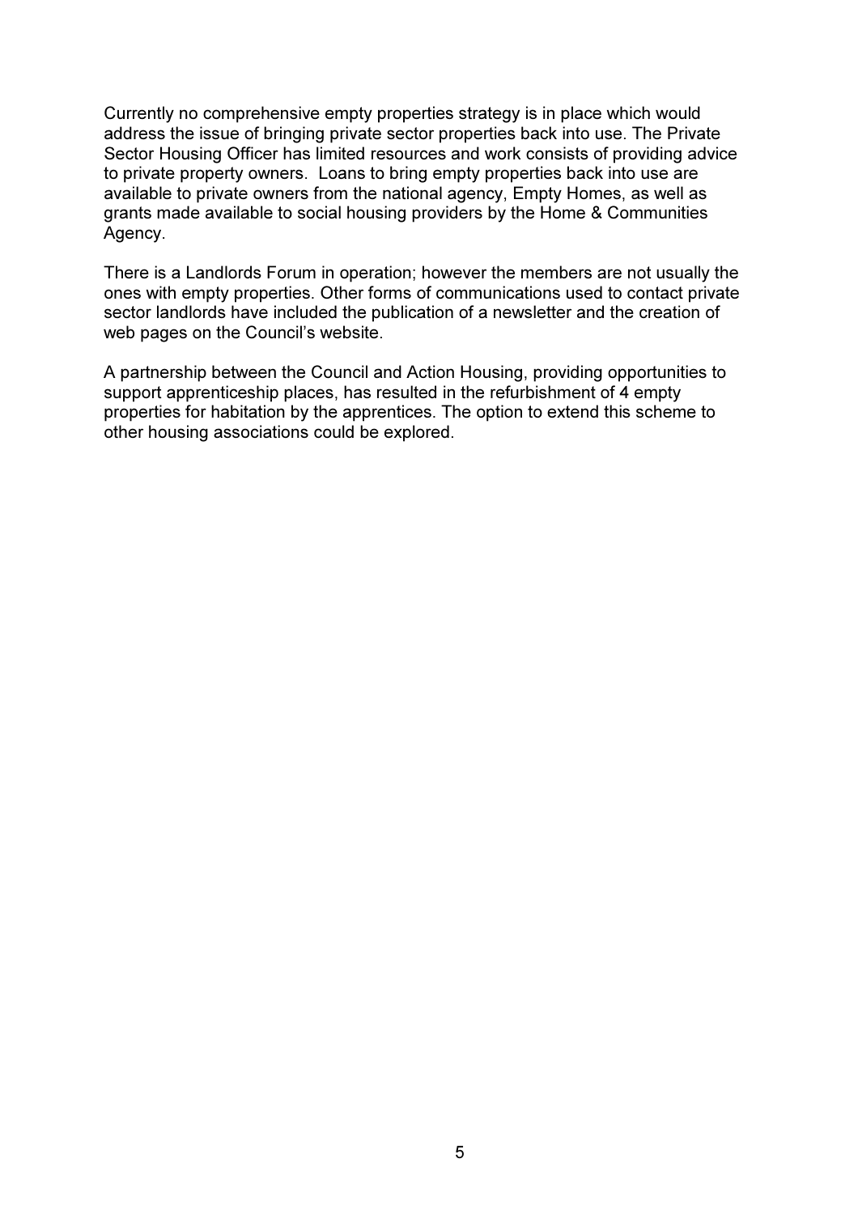Currently no comprehensive empty properties strategy is in place which would address the issue of bringing private sector properties back into use. The Private Sector Housing Officer has limited resources and work consists of providing advice to private property owners. Loans to bring empty properties back into use are available to private owners from the national agency, Empty Homes, as well as grants made available to social housing providers by the Home & Communities Agency.

There is a Landlords Forum in operation; however the members are not usually the ones with empty properties. Other forms of communications used to contact private sector landlords have included the publication of a newsletter and the creation of web pages on the Council's website.

A partnership between the Council and Action Housing, providing opportunities to support apprenticeship places, has resulted in the refurbishment of 4 empty properties for habitation by the apprentices. The option to extend this scheme to other housing associations could be explored.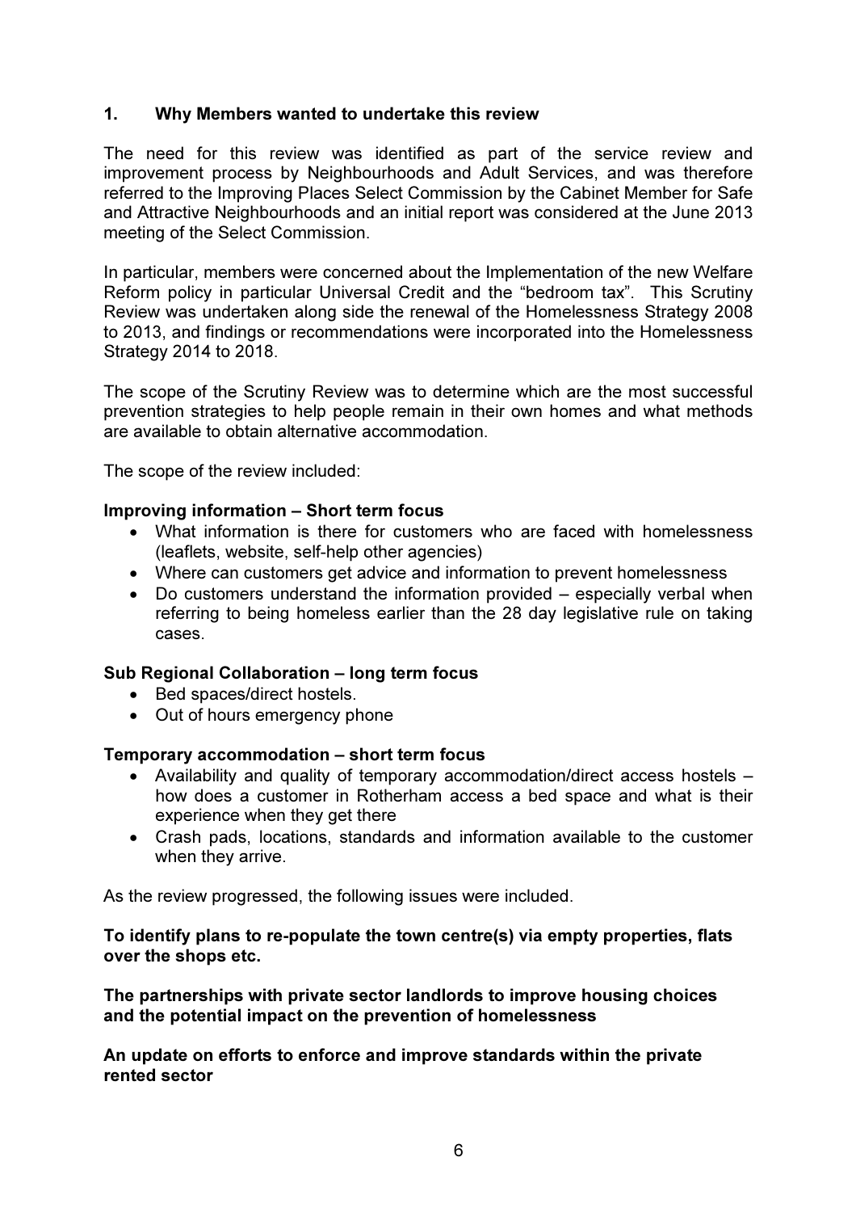## 1. Why Members wanted to undertake this review

The need for this review was identified as part of the service review and improvement process by Neighbourhoods and Adult Services, and was therefore referred to the Improving Places Select Commission by the Cabinet Member for Safe and Attractive Neighbourhoods and an initial report was considered at the June 2013 meeting of the Select Commission.

In particular, members were concerned about the Implementation of the new Welfare Reform policy in particular Universal Credit and the "bedroom tax". This Scrutiny Review was undertaken along side the renewal of the Homelessness Strategy 2008 to 2013, and findings or recommendations were incorporated into the Homelessness Strategy 2014 to 2018.

The scope of the Scrutiny Review was to determine which are the most successful prevention strategies to help people remain in their own homes and what methods are available to obtain alternative accommodation.

The scope of the review included:

**Improving information – Short term focus**

- What information is there for customers who are faced with homelessness (leaflets, website, self-help other agencies)
- Where can customers get advice and information to prevent homelessness
- Do customers understand the information provided – especially verbal when referring to being homeless earlier than the 28 day legislative rule on taking cases.

**Sub Regional Collaboration – long term focus**

- Bed spaces/direct hostels.
- Out of hours emergency phone

**Temporary accommodation – short term focus**

- Availability and quality of temporary accommodation/direct access hostels – how does a customer in Rotherham access a bed space and what is their experience when they get there
- Crash pads, locations, standards and information available to the customer when they arrive.

As the review progressed, the following issues were included.

**To identify plans to re-populate the town centre(s) via empty properties, flats over the shops etc.**

**The partnerships with private sector landlords to improve housing choices and the potential impact on the prevention of homelessness**

**An update on efforts to enforce and improve standards within the private rented sector**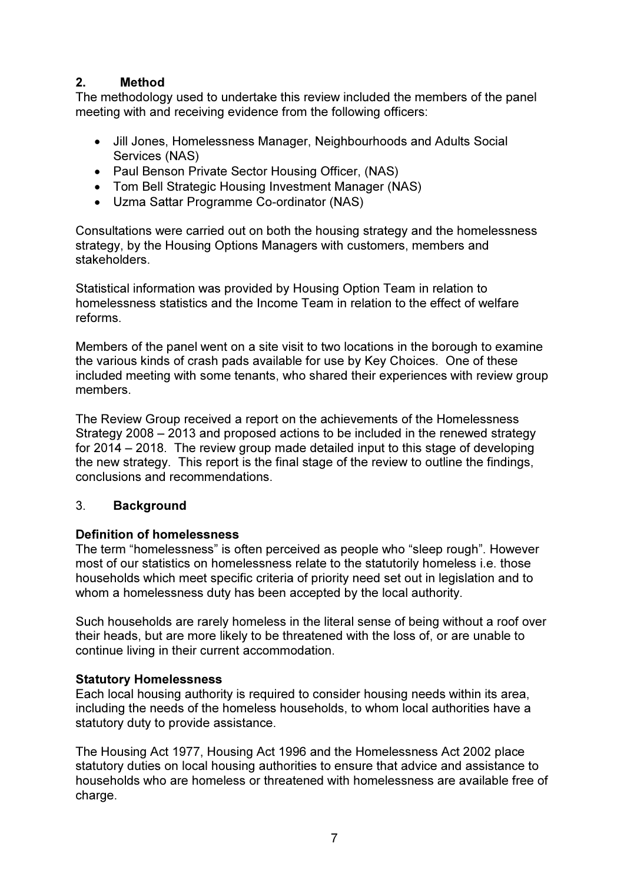## 2. Method

The methodology used to undertake this review included the members of the panel meeting with and receiving evidence from the following officers:

- Jill Jones, Homelessness Manager, Neighbourhoods and Adults Social Services (NAS)
- Paul Benson Private Sector Housing Officer, (NAS)
- Tom Bell Strategic Housing Investment Manager (NAS)
- Uzma Sattar Programme Co-ordinator (NAS)

Consultations were carried out on both the housing strategy and the homelessness strategy, by the Housing Options Managers with customers, members and stakeholders.

Statistical information was provided by Housing Option Team in relation to homelessness statistics and the Income Team in relation to the effect of welfare reforms.

Members of the panel went on a site visit to two locations in the borough to examine the various kinds of crash pads available for use by Key Choices. One of these included meeting with some tenants, who shared their experiences with review group members.

The Review Group received a report on the achievements of the Homelessness Strategy 2008 – 2013 and proposed actions to be included in the renewed strategy for 2014 – 2018. The review group made detailed input to this stage of developing the new strategy. This report is the final stage of the review to outline the findings, conclusions and recommendations.

## 3. Background

**Definition of homelessness**

The term "homelessness" is often perceived as people who "sleep rough". However most of our statistics on homelessness relate to the statutorily homeless i.e. those households which meet specific criteria of priority need set out in legislation and to whom a homelessness duty has been accepted by the local authority.

Such households are rarely homeless in the literal sense of being without a roof over their heads, but are more likely to be threatened with the loss of, or are unable to continue living in their current accommodation.

**Statutory Homelessness**

Each local housing authority is required to consider housing needs within its area, including the needs of the homeless households, to whom local authorities have a statutory duty to provide assistance.

The Housing Act 1977, Housing Act 1996 and the Homelessness Act 2002 place statutory duties on local housing authorities to ensure that advice and assistance to households who are homeless or threatened with homelessness are available free of charge.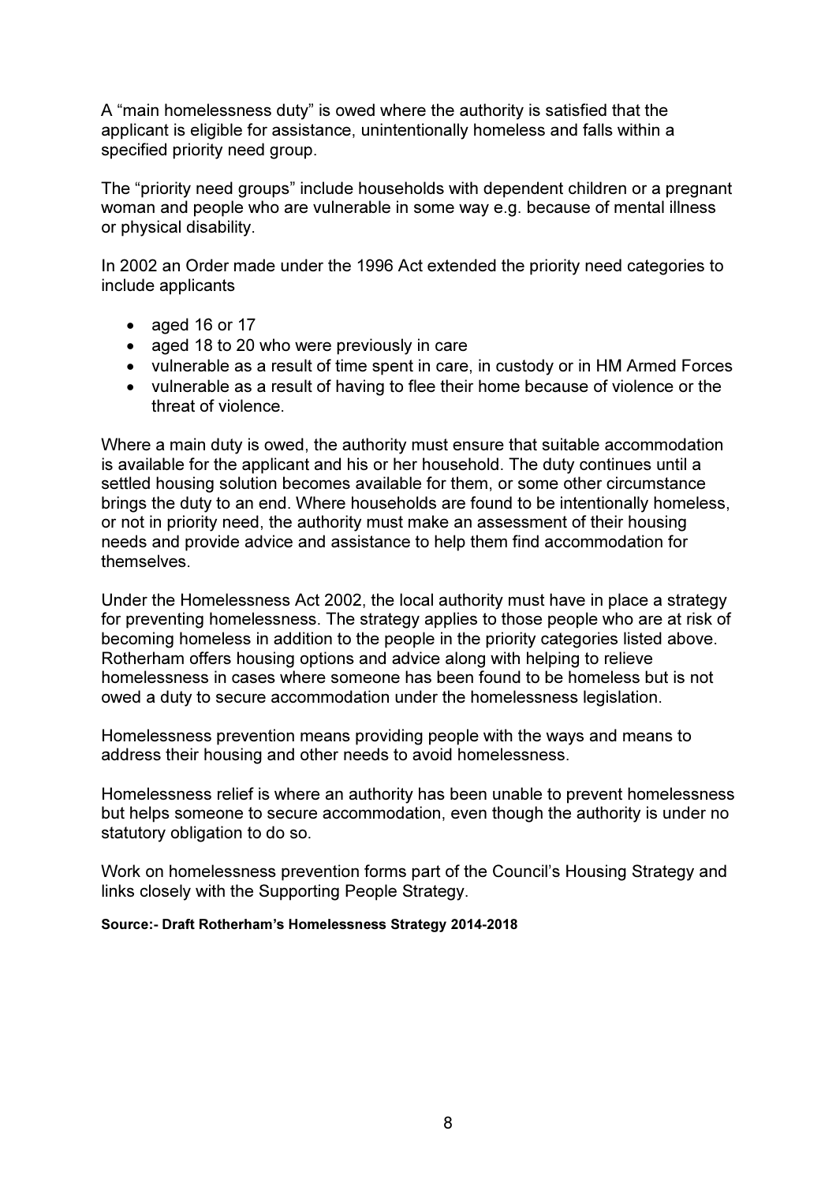A “main homelessness duty” is owed where the authority is satisfied that the applicant is eligible for assistance, unintentionally homeless and falls within a specified priority need group.

The “priority need groups” include households with dependent children or a pregnant woman and people who are vulnerable in some way e.g. because of mental illness or physical disability.

In 2002 an Order made under the 1996 Act extended the priority need categories to include applicants

- aged 16 or 17
- aged 18 to 20 who were previously in care
- vulnerable as a result of time spent in care, in custody or in HM Armed Forces
- vulnerable as a result of having to flee their home because of violence or the threat of violence.

Where a main duty is owed, the authority must ensure that suitable accommodation is available for the applicant and his or her household. The duty continues until a settled housing solution becomes available for them, or some other circumstance brings the duty to an end. Where households are found to be intentionally homeless, or not in priority need, the authority must make an assessment of their housing needs and provide advice and assistance to help them find accommodation for themselves.

Under the Homelessness Act 2002, the local authority must have in place a strategy for preventing homelessness. The strategy applies to those people who are at risk of becoming homeless in addition to the people in the priority categories listed above. Rotherham offers housing options and advice along with helping to relieve homelessness in cases where someone has been found to be homeless but is not owed a duty to secure accommodation under the homelessness legislation.

Homelessness prevention means providing people with the ways and means to address their housing and other needs to avoid homelessness.

Homelessness relief is where an authority has been unable to prevent homelessness but helps someone to secure accommodation, even though the authority is under no statutory obligation to do so.

Work on homelessness prevention forms part of the Council’s Housing Strategy and links closely with the Supporting People Strategy.

**Source:- Draft Rotherham’s Homelessness Strategy 2014-2018**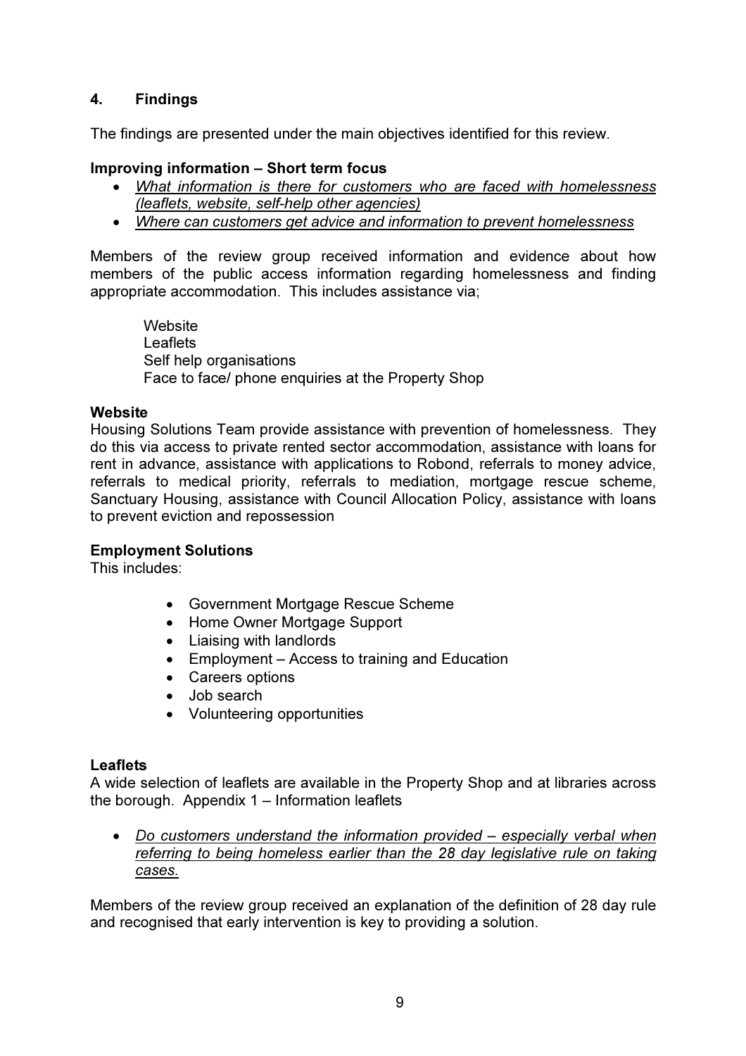## 4. Findings

The findings are presented under the main objectives identified for this review.

**Improving information – Short term focus**

- *<u>What information is there for customers who are faced with homelessness (leaflets, website, self-help other agencies)</u>*
- *<u>Where can customers get advice and information to prevent homelessness</u>*

Members of the review group received information and evidence about how members of the public access information regarding homelessness and finding appropriate accommodation. This includes assistance via;

Website
Leaflets
Self help organisations
Face to face/ phone enquiries at the Property Shop

**Website**

Housing Solutions Team provide assistance with prevention of homelessness. They do this via access to private rented sector accommodation, assistance with loans for rent in advance, assistance with applications to Robond, referrals to money advice, referrals to medical priority, referrals to mediation, mortgage rescue scheme, Sanctuary Housing, assistance with Council Allocation Policy, assistance with loans to prevent eviction and repossession

**Employment Solutions**

This includes:

- Government Mortgage Rescue Scheme
- Home Owner Mortgage Support
- Liaising with landlords
- Employment – Access to training and Education
- Careers options
- Job search
- Volunteering opportunities

**Leaflets**

A wide selection of leaflets are available in the Property Shop and at libraries across the borough. Appendix 1 – Information leaflets

- *<u>Do customers understand the information provided – especially verbal when referring to being homeless earlier than the 28 day legislative rule on taking cases.</u>*

Members of the review group received an explanation of the definition of 28 day rule and recognised that early intervention is key to providing a solution.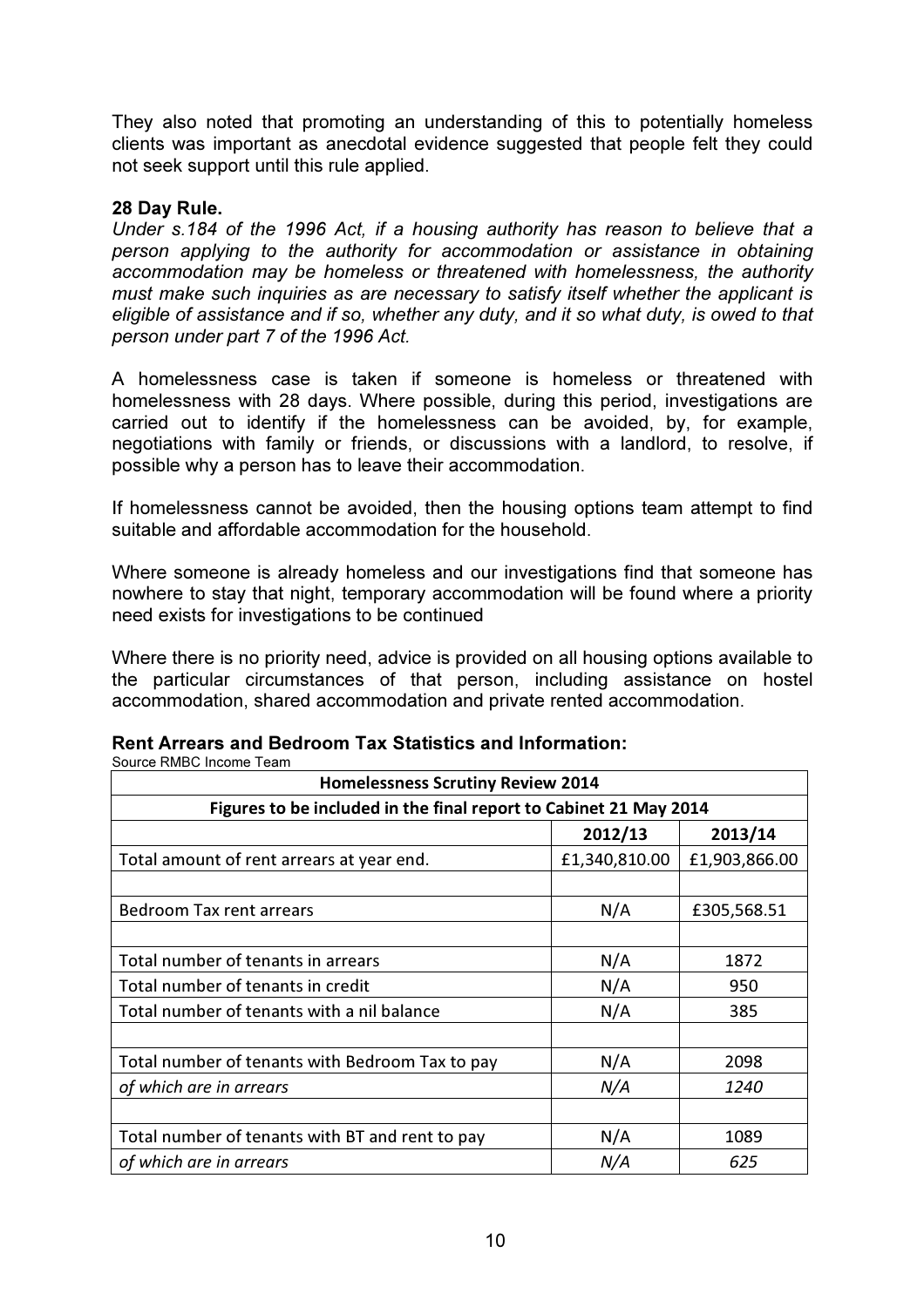They also noted that promoting an understanding of this to potentially homeless clients was important as anecdotal evidence suggested that people felt they could not seek support until this rule applied.

**28 Day Rule.**

*Under s.184 of the 1996 Act, if a housing authority has reason to believe that a person applying to the authority for accommodation or assistance in obtaining accommodation may be homeless or threatened with homelessness, the authority must make such inquiries as are necessary to satisfy itself whether the applicant is eligible of assistance and if so, whether any duty, and it so what duty, is owed to that person under part 7 of the 1996 Act.*

A homelessness case is taken if someone is homeless or threatened with homelessness with 28 days. Where possible, during this period, investigations are carried out to identify if the homelessness can be avoided, by, for example, negotiations with family or friends, or discussions with a landlord, to resolve, if possible why a person has to leave their accommodation.

If homelessness cannot be avoided, then the housing options team attempt to find suitable and affordable accommodation for the household.

Where someone is already homeless and our investigations find that someone has nowhere to stay that night, temporary accommodation will be found where a priority need exists for investigations to be continued

Where there is no priority need, advice is provided on all housing options available to the particular circumstances of that person, including assistance on hostel accommodation, shared accommodation and private rented accommodation.

**Rent Arrears and Bedroom Tax Statistics and Information:**

Source RMBC Income Team

| Homelessness Scrutiny Review 2014 | | |
|---|---|---|
| Figures to be included in the final report to Cabinet 21 May 2014 | | |
| | 2012/13 | 2013/14 |
| Total amount of rent arrears at year end. | £1,340,810.00 | £1,903,866.00 |
| | | |
| Bedroom Tax rent arrears | N/A | £305,568.51 |
| | | |
| Total number of tenants in arrears | N/A | 1872 |
| Total number of tenants in credit | N/A | 950 |
| Total number of tenants with a nil balance | N/A | 385 |
| | | |
| Total number of tenants with Bedroom Tax to pay | N/A | 2098 |
| *of which are in arrears* | *N/A* | *1240* |
| | | |
| Total number of tenants with BT and rent to pay | N/A | 1089 |
| *of which are in arrears* | *N/A* | *625* |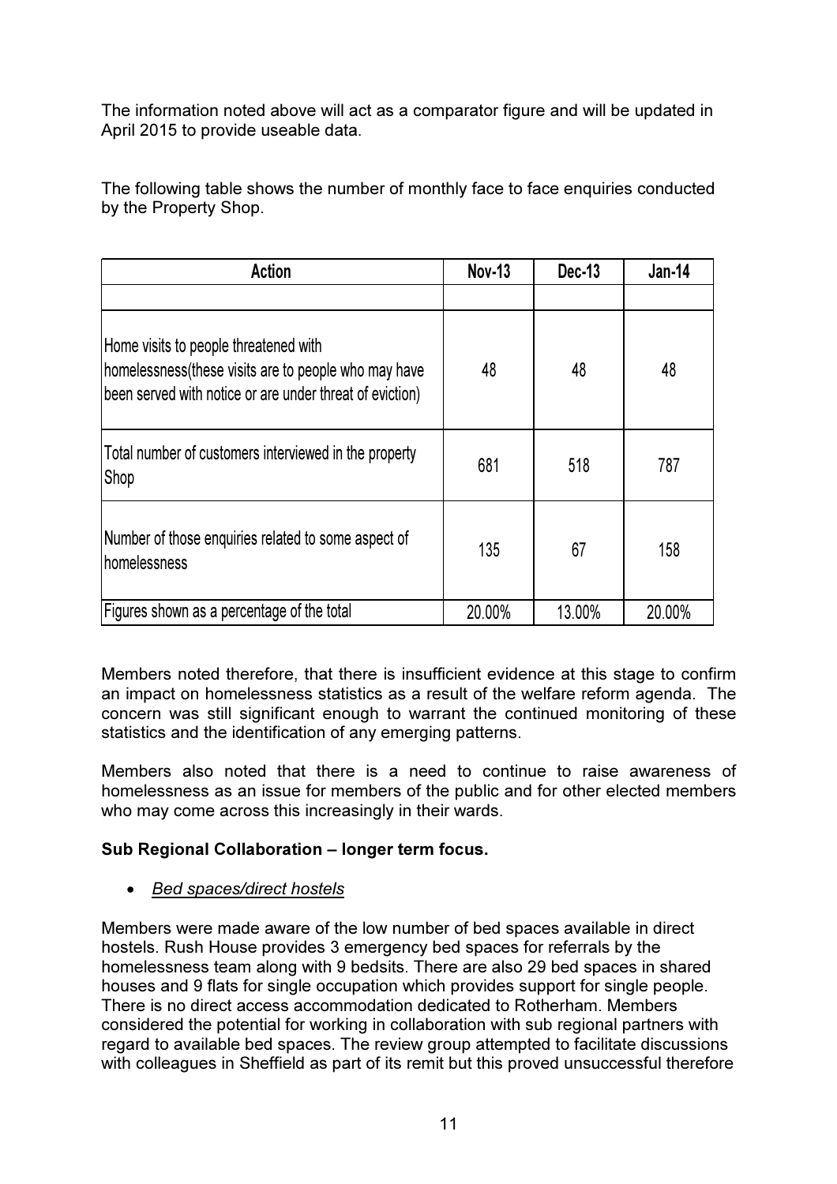The information noted above will act as a comparator figure and will be updated in April 2015 to provide useable data.

The following table shows the number of monthly face to face enquiries conducted by the Property Shop.

| Action | Nov-13 | Dec-13 | Jan-14 |
|---|---|---|---|
| | | | |
| Home visits to people threatened with homelessness(these visits are to people who may have been served with notice or are under threat of eviction) | 48 | 48 | 48 |
| Total number of customers interviewed in the property Shop | 681 | 518 | 787 |
| Number of those enquiries related to some aspect of homelessness | 135 | 67 | 158 |
| Figures shown as a percentage of the total | 20.00% | 13.00% | 20.00% |

Members noted therefore, that there is insufficient evidence at this stage to confirm an impact on homelessness statistics as a result of the welfare reform agenda. The concern was still significant enough to warrant the continued monitoring of these statistics and the identification of any emerging patterns.

Members also noted that there is a need to continue to raise awareness of homelessness as an issue for members of the public and for other elected members who may come across this increasingly in their wards.

**Sub Regional Collaboration – longer term focus.**

- *Bed spaces/direct hostels*

Members were made aware of the low number of bed spaces available in direct hostels. Rush House provides 3 emergency bed spaces for referrals by the homelessness team along with 9 bedsits. There are also 29 bed spaces in shared houses and 9 flats for single occupation which provides support for single people. There is no direct access accommodation dedicated to Rotherham. Members considered the potential for working in collaboration with sub regional partners with regard to available bed spaces. The review group attempted to facilitate discussions with colleagues in Sheffield as part of its remit but this proved unsuccessful therefore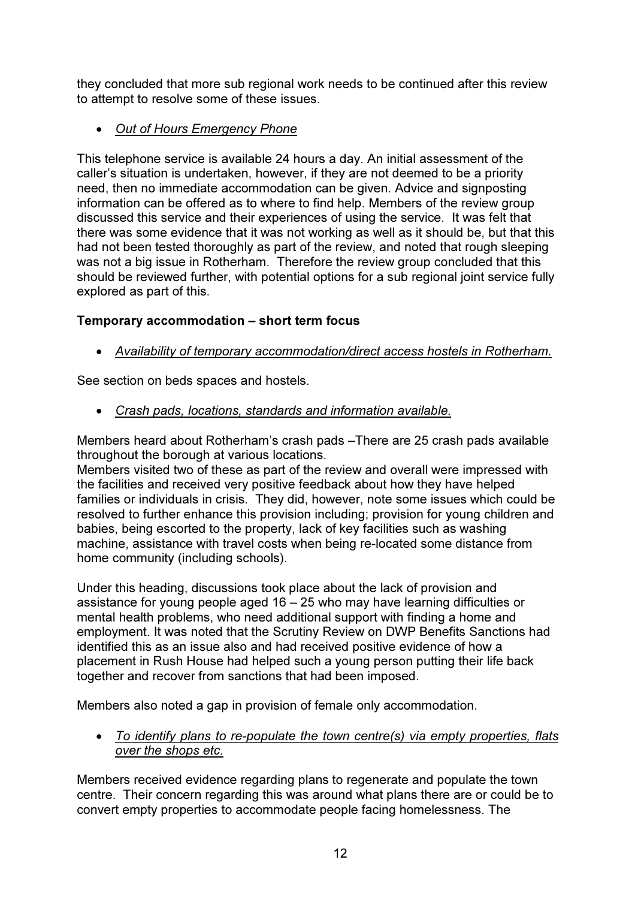they concluded that more sub regional work needs to be continued after this review to attempt to resolve some of these issues.

- *Out of Hours Emergency Phone*

This telephone service is available 24 hours a day. An initial assessment of the caller's situation is undertaken, however, if they are not deemed to be a priority need, then no immediate accommodation can be given. Advice and signposting information can be offered as to where to find help. Members of the review group discussed this service and their experiences of using the service. It was felt that there was some evidence that it was not working as well as it should be, but that this had not been tested thoroughly as part of the review, and noted that rough sleeping was not a big issue in Rotherham. Therefore the review group concluded that this should be reviewed further, with potential options for a sub regional joint service fully explored as part of this.

**Temporary accommodation – short term focus**

- *Availability of temporary accommodation/direct access hostels in Rotherham.*

See section on beds spaces and hostels.

- *Crash pads, locations, standards and information available.*

Members heard about Rotherham's crash pads –There are 25 crash pads available throughout the borough at various locations.
Members visited two of these as part of the review and overall were impressed with the facilities and received very positive feedback about how they have helped families or individuals in crisis. They did, however, note some issues which could be resolved to further enhance this provision including; provision for young children and babies, being escorted to the property, lack of key facilities such as washing machine, assistance with travel costs when being re-located some distance from home community (including schools).

Under this heading, discussions took place about the lack of provision and assistance for young people aged 16 – 25 who may have learning difficulties or mental health problems, who need additional support with finding a home and employment. It was noted that the Scrutiny Review on DWP Benefits Sanctions had identified this as an issue also and had received positive evidence of how a placement in Rush House had helped such a young person putting their life back together and recover from sanctions that had been imposed.

Members also noted a gap in provision of female only accommodation.

- *To identify plans to re-populate the town centre(s) via empty properties, flats over the shops etc.*

Members received evidence regarding plans to regenerate and populate the town centre. Their concern regarding this was around what plans there are or could be to convert empty properties to accommodate people facing homelessness. The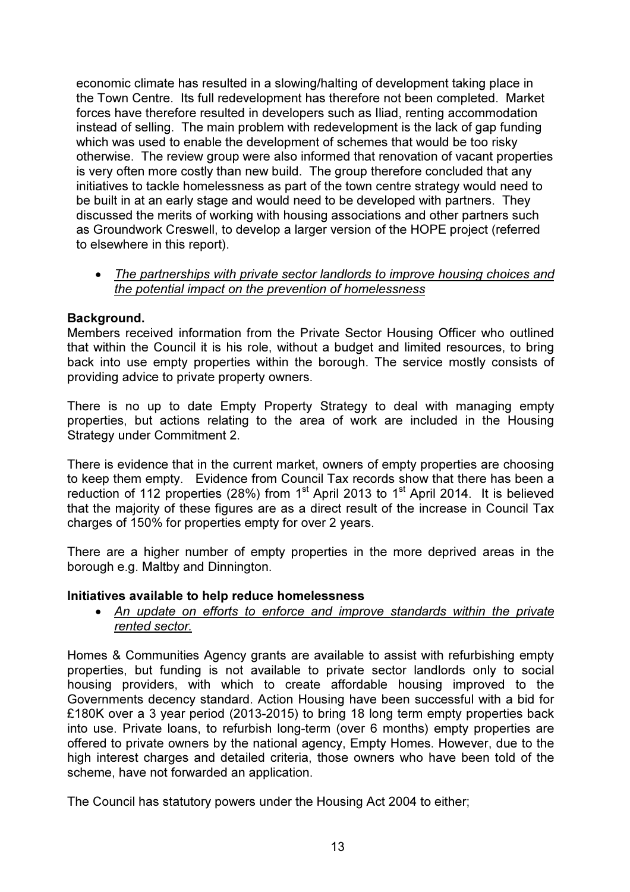economic climate has resulted in a slowing/halting of development taking place in the Town Centre. Its full redevelopment has therefore not been completed. Market forces have therefore resulted in developers such as Iliad, renting accommodation instead of selling. The main problem with redevelopment is the lack of gap funding which was used to enable the development of schemes that would be too risky otherwise. The review group were also informed that renovation of vacant properties is very often more costly than new build. The group therefore concluded that any initiatives to tackle homelessness as part of the town centre strategy would need to be built in at an early stage and would need to be developed with partners. They discussed the merits of working with housing associations and other partners such as Groundwork Creswell, to develop a larger version of the HOPE project (referred to elsewhere in this report).

- <u>*The partnerships with private sector landlords to improve housing choices and the potential impact on the prevention of homelessness*</u>

**Background.**

Members received information from the Private Sector Housing Officer who outlined that within the Council it is his role, without a budget and limited resources, to bring back into use empty properties within the borough. The service mostly consists of providing advice to private property owners.

There is no up to date Empty Property Strategy to deal with managing empty properties, but actions relating to the area of work are included in the Housing Strategy under Commitment 2.

There is evidence that in the current market, owners of empty properties are choosing to keep them empty. Evidence from Council Tax records show that there has been a reduction of 112 properties (28%) from 1st April 2013 to 1st April 2014. It is believed that the majority of these figures are as a direct result of the increase in Council Tax charges of 150% for properties empty for over 2 years.

There are a higher number of empty properties in the more deprived areas in the borough e.g. Maltby and Dinnington.

**Initiatives available to help reduce homelessness**

- <u>*An update on efforts to enforce and improve standards within the private rented sector.*</u>

Homes & Communities Agency grants are available to assist with refurbishing empty properties, but funding is not available to private sector landlords only to social housing providers, with which to create affordable housing improved to the Governments decency standard. Action Housing have been successful with a bid for £180K over a 3 year period (2013-2015) to bring 18 long term empty properties back into use. Private loans, to refurbish long-term (over 6 months) empty properties are offered to private owners by the national agency, Empty Homes. However, due to the high interest charges and detailed criteria, those owners who have been told of the scheme, have not forwarded an application.

The Council has statutory powers under the Housing Act 2004 to either;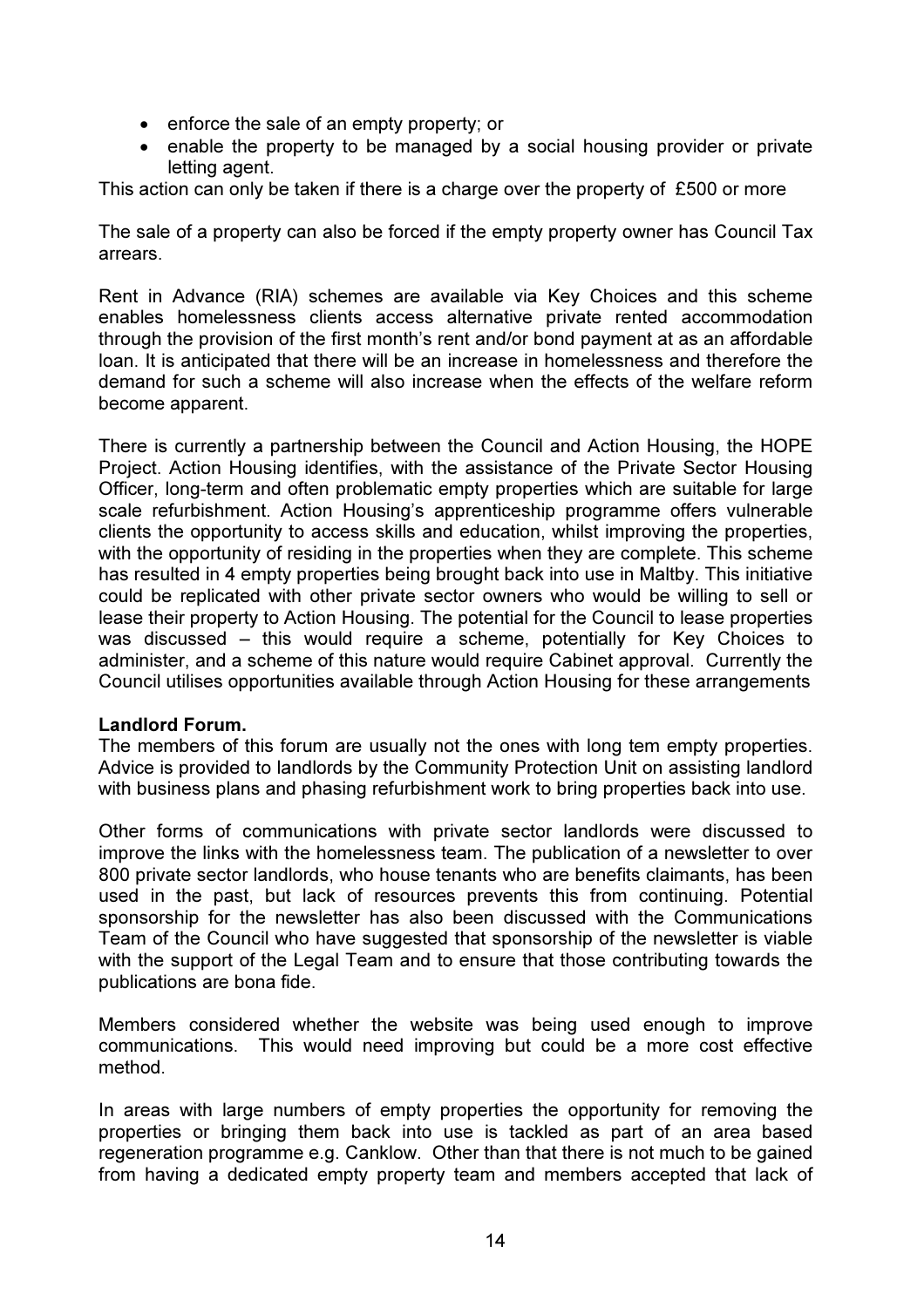- enforce the sale of an empty property; or
- enable the property to be managed by a social housing provider or private letting agent.

This action can only be taken if there is a charge over the property of £500 or more

The sale of a property can also be forced if the empty property owner has Council Tax arrears.

Rent in Advance (RIA) schemes are available via Key Choices and this scheme enables homelessness clients access alternative private rented accommodation through the provision of the first month's rent and/or bond payment at as an affordable loan. It is anticipated that there will be an increase in homelessness and therefore the demand for such a scheme will also increase when the effects of the welfare reform become apparent.

There is currently a partnership between the Council and Action Housing, the HOPE Project. Action Housing identifies, with the assistance of the Private Sector Housing Officer, long-term and often problematic empty properties which are suitable for large scale refurbishment. Action Housing's apprenticeship programme offers vulnerable clients the opportunity to access skills and education, whilst improving the properties, with the opportunity of residing in the properties when they are complete. This scheme has resulted in 4 empty properties being brought back into use in Maltby. This initiative could be replicated with other private sector owners who would be willing to sell or lease their property to Action Housing. The potential for the Council to lease properties was discussed – this would require a scheme, potentially for Key Choices to administer, and a scheme of this nature would require Cabinet approval. Currently the Council utilises opportunities available through Action Housing for these arrangements

**Landlord Forum.**

The members of this forum are usually not the ones with long tem empty properties. Advice is provided to landlords by the Community Protection Unit on assisting landlord with business plans and phasing refurbishment work to bring properties back into use.

Other forms of communications with private sector landlords were discussed to improve the links with the homelessness team. The publication of a newsletter to over 800 private sector landlords, who house tenants who are benefits claimants, has been used in the past, but lack of resources prevents this from continuing. Potential sponsorship for the newsletter has also been discussed with the Communications Team of the Council who have suggested that sponsorship of the newsletter is viable with the support of the Legal Team and to ensure that those contributing towards the publications are bona fide.

Members considered whether the website was being used enough to improve communications. This would need improving but could be a more cost effective method.

In areas with large numbers of empty properties the opportunity for removing the properties or bringing them back into use is tackled as part of an area based regeneration programme e.g. Canklow. Other than that there is not much to be gained from having a dedicated empty property team and members accepted that lack of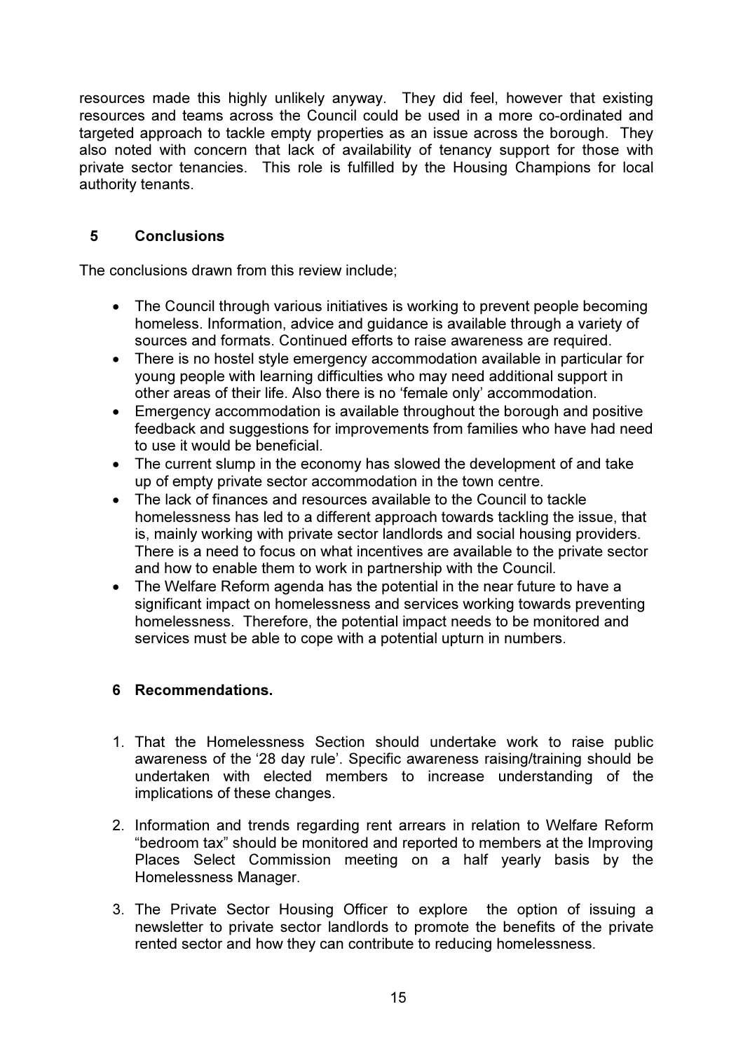resources made this highly unlikely anyway. They did feel, however that existing resources and teams across the Council could be used in a more co-ordinated and targeted approach to tackle empty properties as an issue across the borough. They also noted with concern that lack of availability of tenancy support for those with private sector tenancies. This role is fulfilled by the Housing Champions for local authority tenants.

## 5 Conclusions

The conclusions drawn from this review include;

- The Council through various initiatives is working to prevent people becoming homeless. Information, advice and guidance is available through a variety of sources and formats. Continued efforts to raise awareness are required.
- There is no hostel style emergency accommodation available in particular for young people with learning difficulties who may need additional support in other areas of their life. Also there is no 'female only' accommodation.
- Emergency accommodation is available throughout the borough and positive feedback and suggestions for improvements from families who have had need to use it would be beneficial.
- The current slump in the economy has slowed the development of and take up of empty private sector accommodation in the town centre.
- The lack of finances and resources available to the Council to tackle homelessness has led to a different approach towards tackling the issue, that is, mainly working with private sector landlords and social housing providers. There is a need to focus on what incentives are available to the private sector and how to enable them to work in partnership with the Council.
- The Welfare Reform agenda has the potential in the near future to have a significant impact on homelessness and services working towards preventing homelessness. Therefore, the potential impact needs to be monitored and services must be able to cope with a potential upturn in numbers.

## 6 Recommendations.

1. That the Homelessness Section should undertake work to raise public awareness of the '28 day rule'. Specific awareness raising/training should be undertaken with elected members to increase understanding of the implications of these changes.

2. Information and trends regarding rent arrears in relation to Welfare Reform "bedroom tax" should be monitored and reported to members at the Improving Places Select Commission meeting on a half yearly basis by the Homelessness Manager.

3. The Private Sector Housing Officer to explore the option of issuing a newsletter to private sector landlords to promote the benefits of the private rented sector and how they can contribute to reducing homelessness.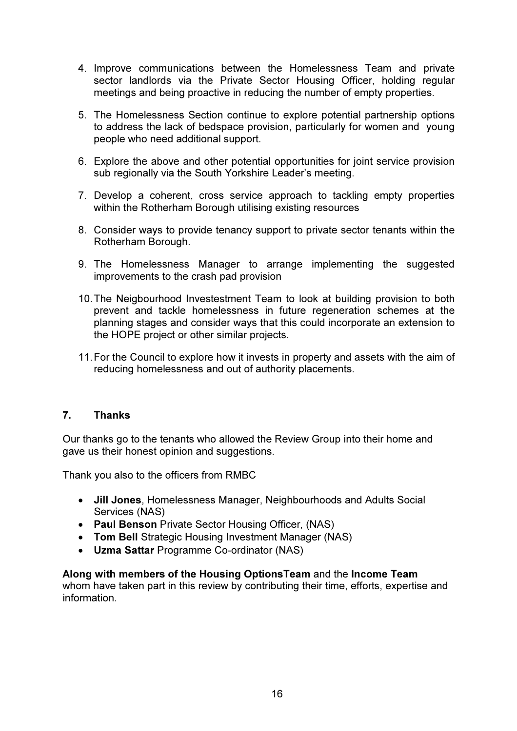4. Improve communications between the Homelessness Team and private sector landlords via the Private Sector Housing Officer, holding regular meetings and being proactive in reducing the number of empty properties.

5. The Homelessness Section continue to explore potential partnership options to address the lack of bedspace provision, particularly for women and young people who need additional support.

6. Explore the above and other potential opportunities for joint service provision sub regionally via the South Yorkshire Leader's meeting.

7. Develop a coherent, cross service approach to tackling empty properties within the Rotherham Borough utilising existing resources

8. Consider ways to provide tenancy support to private sector tenants within the Rotherham Borough.

9. The Homelessness Manager to arrange implementing the suggested improvements to the crash pad provision

10. The Neigbourhood Investestment Team to look at building provision to both prevent and tackle homelessness in future regeneration schemes at the planning stages and consider ways that this could incorporate an extension to the HOPE project or other similar projects.

11. For the Council to explore how it invests in property and assets with the aim of reducing homelessness and out of authority placements.

## 7. Thanks

Our thanks go to the tenants who allowed the Review Group into their home and gave us their honest opinion and suggestions.

Thank you also to the officers from RMBC

- **Jill Jones**, Homelessness Manager, Neighbourhoods and Adults Social Services (NAS)
- **Paul Benson** Private Sector Housing Officer, (NAS)
- **Tom Bell** Strategic Housing Investment Manager (NAS)
- **Uzma Sattar** Programme Co-ordinator (NAS)

**Along with members of the Housing OptionsTeam** and the **Income Team** whom have taken part in this review by contributing their time, efforts, expertise and information.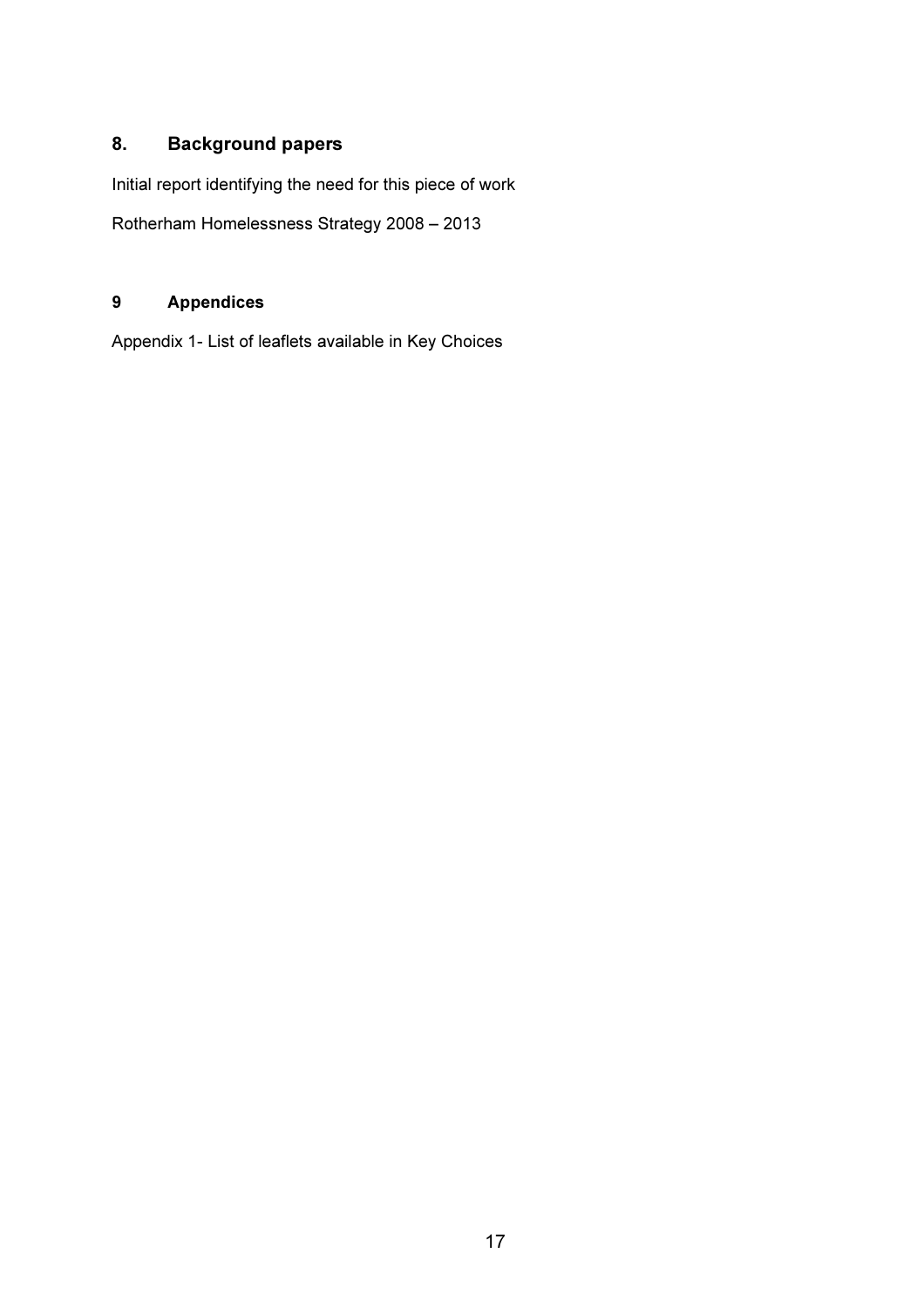## 8. Background papers

Initial report identifying the need for this piece of work

Rotherham Homelessness Strategy 2008 – 2013

## 9 Appendices

Appendix 1- List of leaflets available in Key Choices